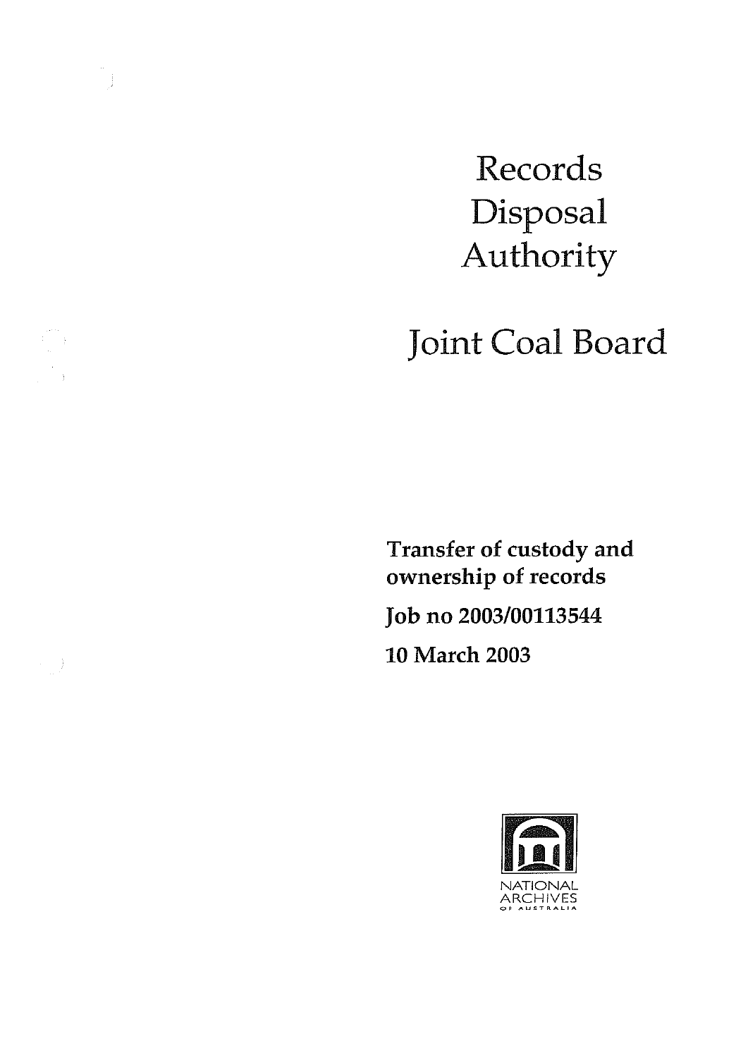# Records Disposal Authority

# Joint Coal Board

**Transfer of custody and ownership of records**

**Job no 2003/00113544**

**10 March 2003**

NATIONAL ARCHIVES OF AUSTRALIA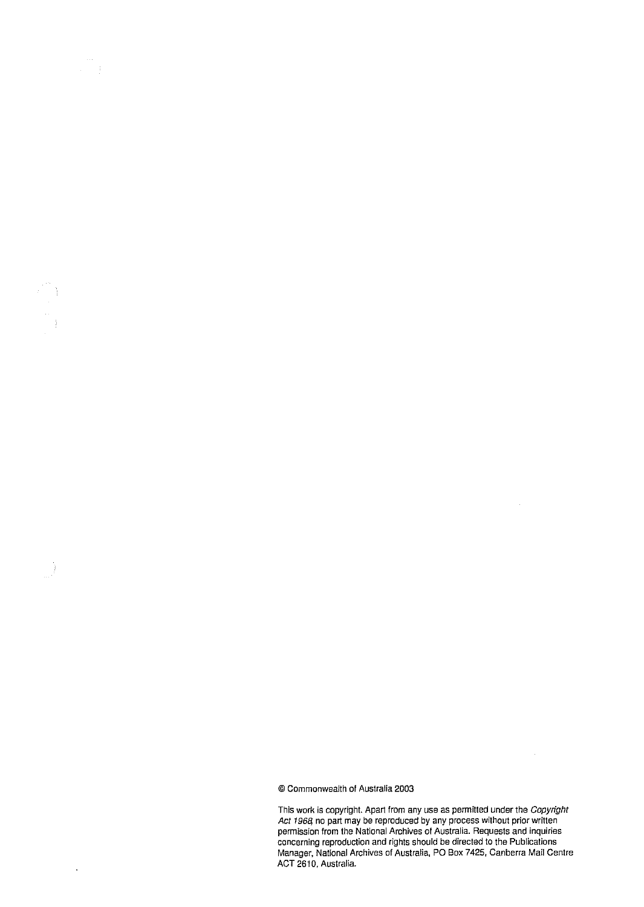© Commonwealth of Australia 2003

This work is copyright. Apart from any use as permitted under the *Copyright Act 1968*, no part may be reproduced by any process without prior written permission from the National Archives of Australia. Requests and inquiries concerning reproduction and rights should be directed to the Publications Manager, National Archives of Australia, PO Box 7425, Canberra Mail Centre ACT 2610, Australia.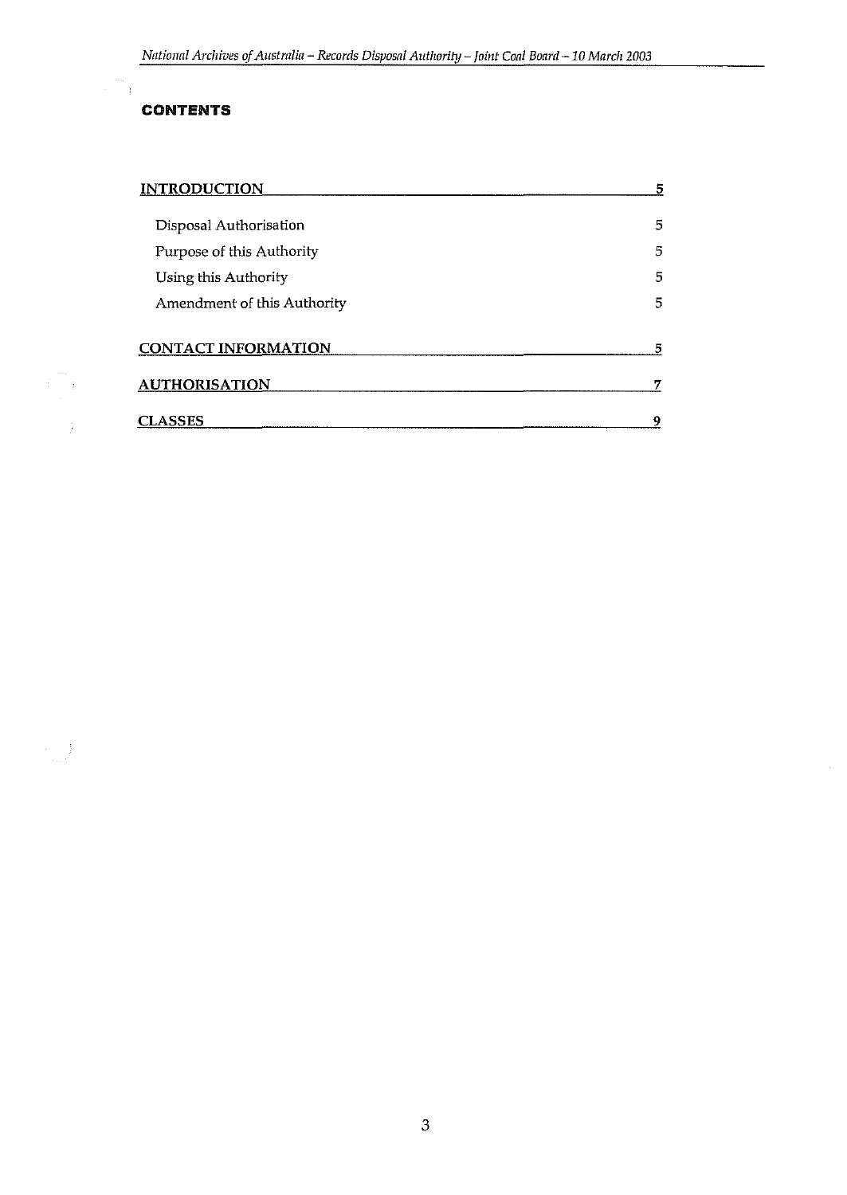# CONTENTS

| | |
|---|---|
| **INTRODUCTION** | **5** |
| Disposal Authorisation | 5 |
| Purpose of this Authority | 5 |
| Using this Authority | 5 |
| Amendment of this Authority | 5 |
| **CONTACT INFORMATION** | **5** |
| **AUTHORISATION** | **7** |
| **CLASSES** | **9** |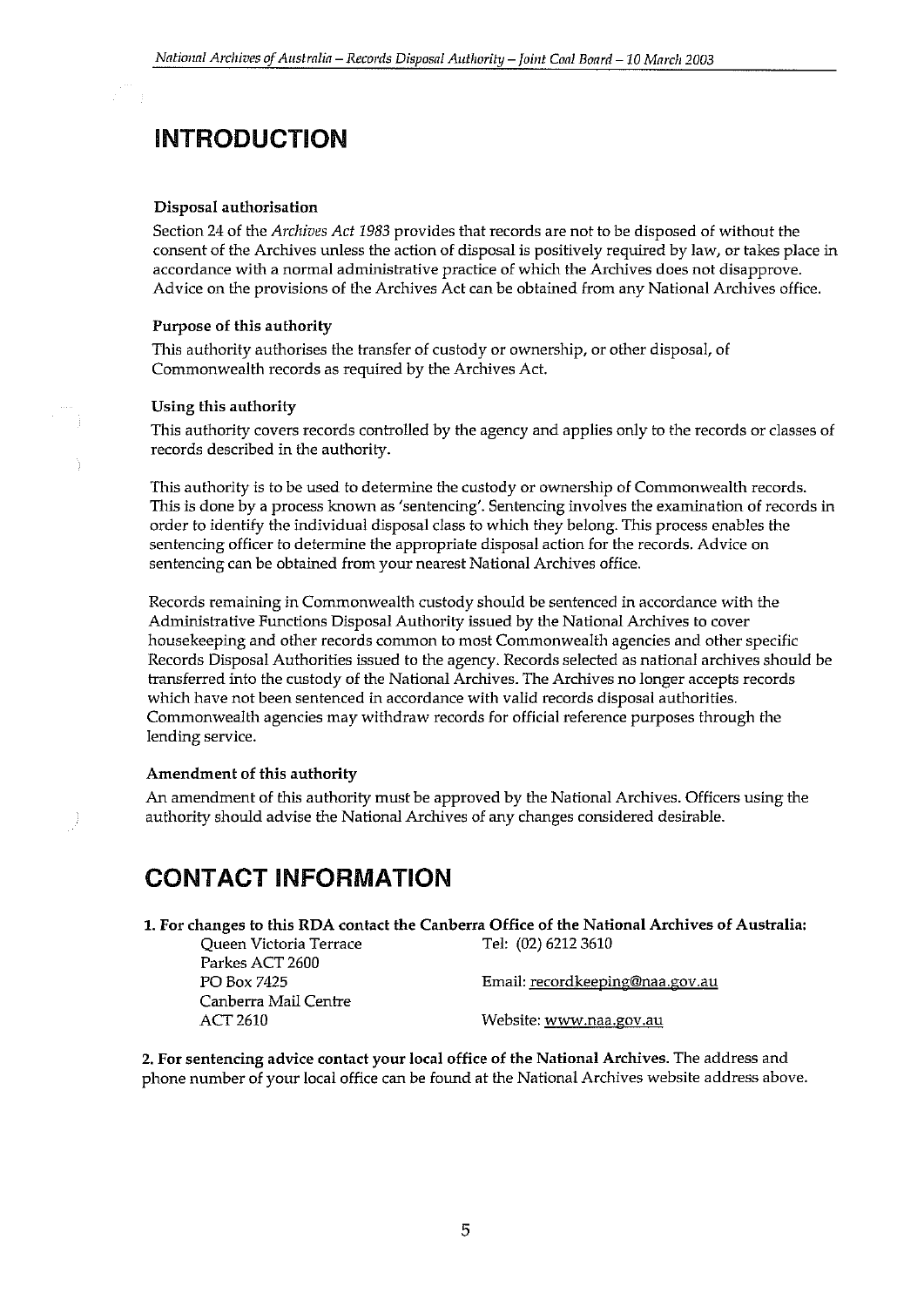# INTRODUCTION

### Disposal authorisation

Section 24 of the *Archives Act 1983* provides that records are not to be disposed of without the consent of the Archives unless the action of disposal is positively required by law, or takes place in accordance with a normal administrative practice of which the Archives does not disapprove. Advice on the provisions of the Archives Act can be obtained from any National Archives office.

### Purpose of this authority

This authority authorises the transfer of custody or ownership, or other disposal, of Commonwealth records as required by the Archives Act.

### Using this authority

This authority covers records controlled by the agency and applies only to the records or classes of records described in the authority.

This authority is to be used to determine the custody or ownership of Commonwealth records. This is done by a process known as 'sentencing'. Sentencing involves the examination of records in order to identify the individual disposal class to which they belong. This process enables the sentencing officer to determine the appropriate disposal action for the records. Advice on sentencing can be obtained from your nearest National Archives office.

Records remaining in Commonwealth custody should be sentenced in accordance with the Administrative Functions Disposal Authority issued by the National Archives to cover housekeeping and other records common to most Commonwealth agencies and other specific Records Disposal Authorities issued to the agency. Records selected as national archives should be transferred into the custody of the National Archives. The Archives no longer accepts records which have not been sentenced in accordance with valid records disposal authorities. Commonwealth agencies may withdraw records for official reference purposes through the lending service.

### Amendment of this authority

An amendment of this authority must be approved by the National Archives. Officers using the authority should advise the National Archives of any changes considered desirable.

# CONTACT INFORMATION

**1. For changes to this RDA contact the Canberra Office of the National Archives of Australia:**

Queen Victoria Terrace
Parkes ACT 2600
PO Box 7425
Canberra Mail Centre
ACT 2610

Tel: (02) 6212 3610

Email: recordkeeping@naa.gov.au

Website: www.naa.gov.au

**2. For sentencing advice contact your local office of the National Archives.** The address and phone number of your local office can be found at the National Archives website address above.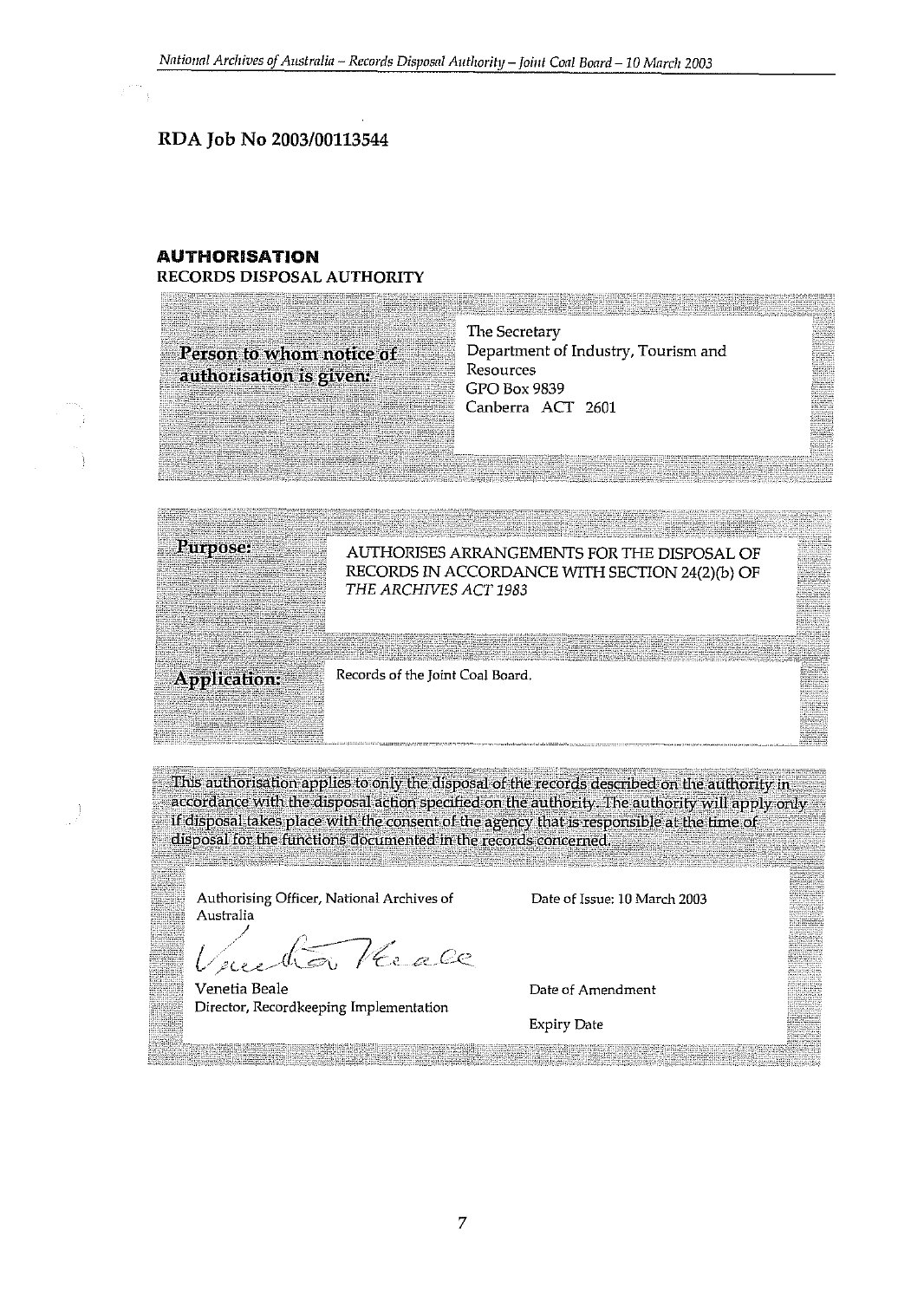RDA Job No 2003/00113544

## AUTHORISATION

RECORDS DISPOSAL AUTHORITY

| | |
|---|---|
| **Person to whom notice of authorisation is given:** | The Secretary<br>Department of Industry, Tourism and Resources<br>GPO Box 9839<br>Canberra ACT 2601 |

| | |
|---|---|
| **Purpose:** | AUTHORISES ARRANGEMENTS FOR THE DISPOSAL OF RECORDS IN ACCORDANCE WITH SECTION 24(2)(b) OF *THE ARCHIVES ACT 1983* |
| **Application:** | Records of the Joint Coal Board. |

This authorisation applies to only the disposal of the records described on the authority in accordance with the disposal action specified on the authority. The authority will apply only if disposal takes place with the consent of the agency that is responsible at the time of disposal for the functions documented in the records concerned.

| | |
|---|---|
| Authorising Officer, National Archives of Australia | Date of Issue: 10 March 2003 |
| Venetia Beale<br>Director, Recordkeeping Implementation | Date of Amendment |
| | Expiry Date |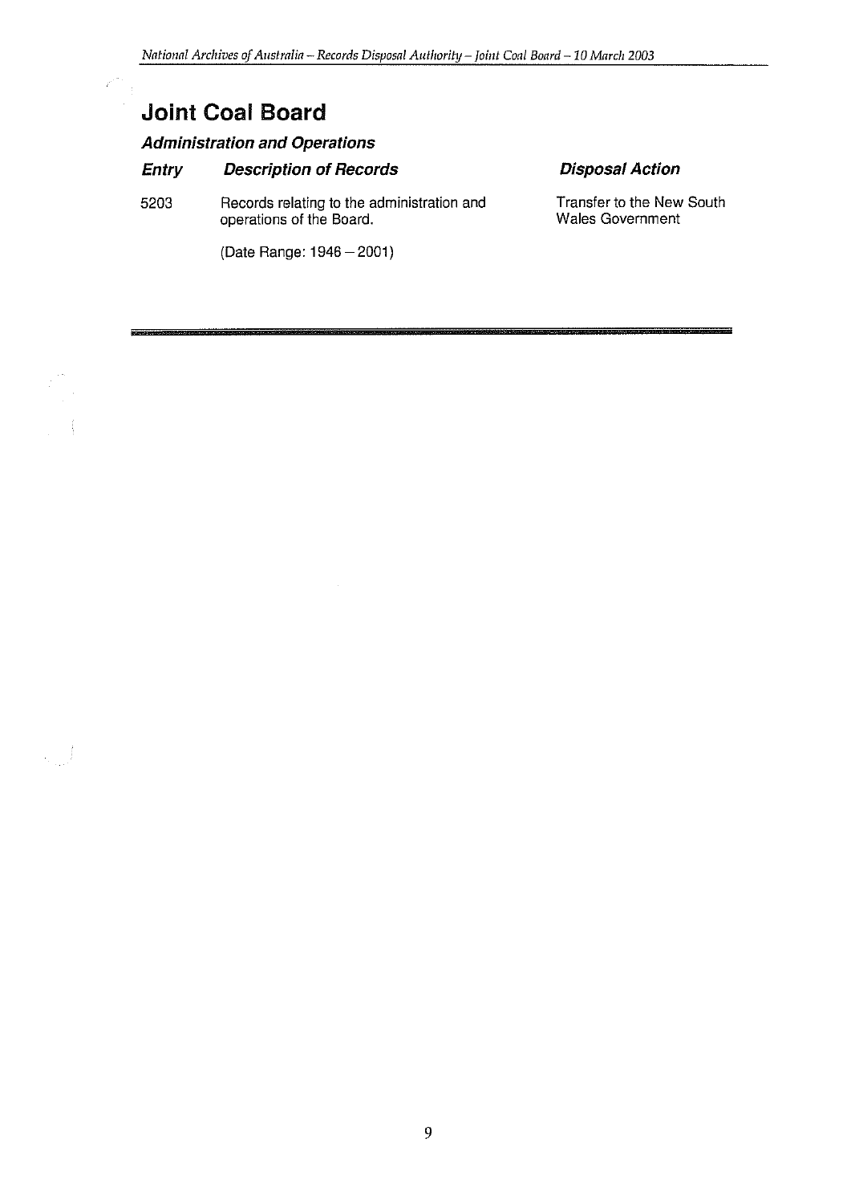# Joint Coal Board

### *Administration and Operations*

| ***Entry*** | ***Description of Records*** | ***Disposal Action*** |
|---|---|---|
| 5203 | Records relating to the administration and operations of the Board.<br><br>(Date Range: 1946 – 2001) | Transfer to the New South Wales Government |